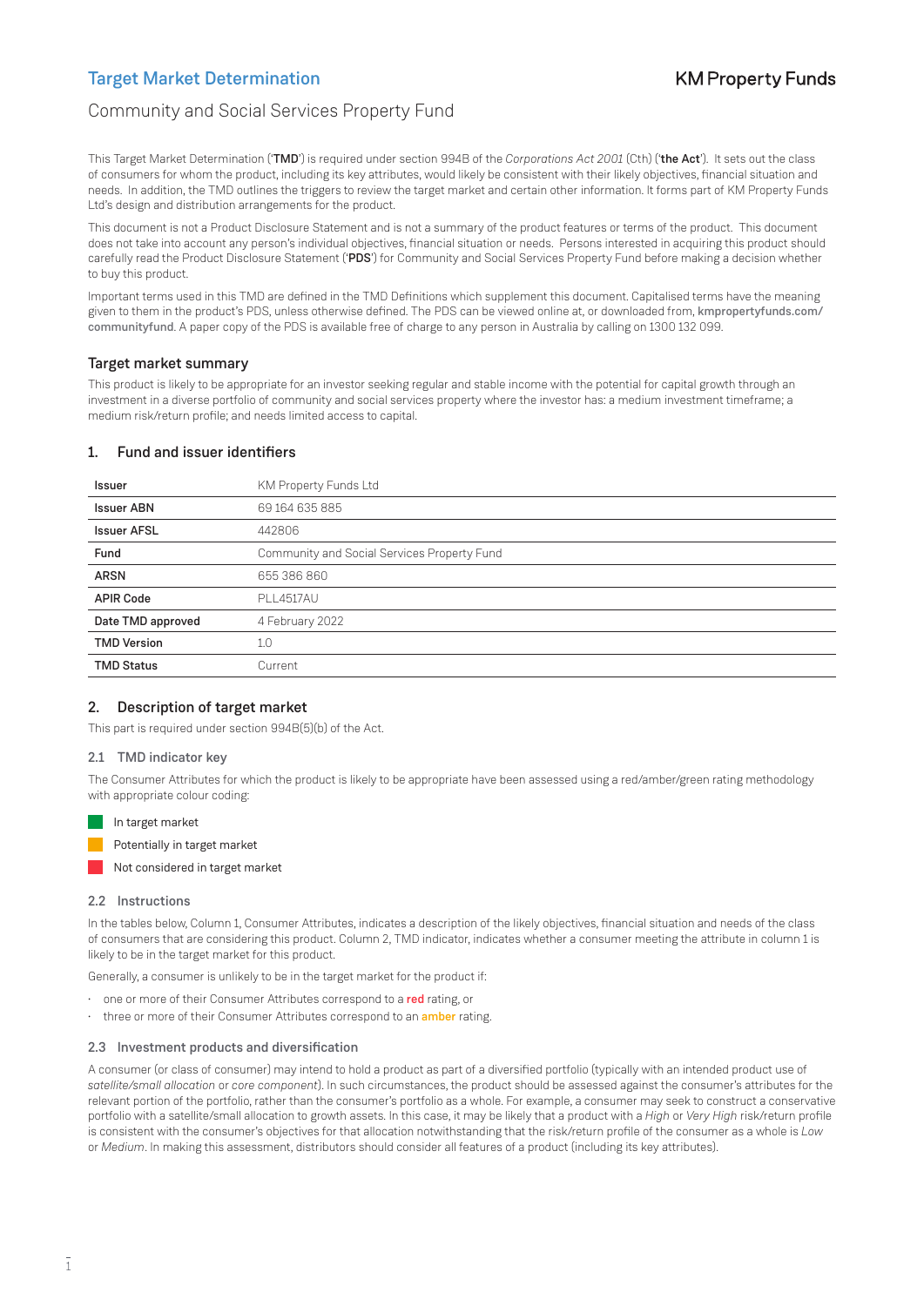# Target Market Determination

KM Property Funds

## Community and Social Services Property Fund

This Target Market Determination ('**TMD**') is required under section 994B of the *Corporations Act 2001* (Cth) ('**the Act**'). It sets out the class of consumers for whom the product, including its key attributes, would likely be consistent with their likely objectives, financial situation and needs. In addition, the TMD outlines the triggers to review the target market and certain other information. It forms part of KM Property Funds Ltd's design and distribution arrangements for the product.

This document is not a Product Disclosure Statement and is not a summary of the product features or terms of the product. This document does not take into account any person's individual objectives, financial situation or needs. Persons interested in acquiring this product should carefully read the Product Disclosure Statement ('**PDS**') for Community and Social Services Property Fund before making a decision whether to buy this product.

Important terms used in this TMD are defined in the TMD Definitions which supplement this document. Capitalised terms have the meaning given to them in the product's PDS, unless otherwise defined. The PDS can be viewed online at, or downloaded from, **kmpropertyfunds.com/communityfund**. A paper copy of the PDS is available free of charge to any person in Australia by calling on 1300 132 099.

### Target market summary

This product is likely to be appropriate for an investor seeking regular and stable income with the potential for capital growth through an investment in a diverse portfolio of community and social services property where the investor has: a medium investment timeframe; a medium risk/return profile; and needs limited access to capital.

### 1. Fund and issuer identifiers

| | |
|---|---|
| **Issuer** | KM Property Funds Ltd |
| **Issuer ABN** | 69 164 635 885 |
| **Issuer AFSL** | 442806 |
| **Fund** | Community and Social Services Property Fund |
| **ARSN** | 655 386 860 |
| **APIR Code** | PLL4517AU |
| **Date TMD approved** | 4 February 2022 |
| **TMD Version** | 1.0 |
| **TMD Status** | Current |

### 2. Description of target market

This part is required under section 994B(5)(b) of the Act.

#### 2.1 TMD indicator key

The Consumer Attributes for which the product is likely to be appropriate have been assessed using a red/amber/green rating methodology with appropriate colour coding:

- In target market (green)
- Potentially in target market (amber)
- Not considered in target market (red)

#### 2.2 Instructions

In the tables below, Column 1, Consumer Attributes, indicates a description of the likely objectives, financial situation and needs of the class of consumers that are considering this product. Column 2, TMD indicator, indicates whether a consumer meeting the attribute in column 1 is likely to be in the target market for this product.

Generally, a consumer is unlikely to be in the target market for the product if:

- one or more of their Consumer Attributes correspond to a **red** rating, or
- three or more of their Consumer Attributes correspond to an **amber** rating.

#### 2.3 Investment products and diversification

A consumer (or class of consumer) may intend to hold a product as part of a diversified portfolio (typically with an intended product use of *satellite/small allocation* or *core component*). In such circumstances, the product should be assessed against the consumer's attributes for the relevant portion of the portfolio, rather than the consumer's portfolio as a whole. For example, a consumer may seek to construct a conservative portfolio with a satellite/small allocation to growth assets. In this case, it may be likely that a product with a *High* or *Very High* risk/return profile is consistent with the consumer's objectives for that allocation notwithstanding that the risk/return profile of the consumer as a whole is *Low* or *Medium*. In making this assessment, distributors should consider all features of a product (including its key attributes).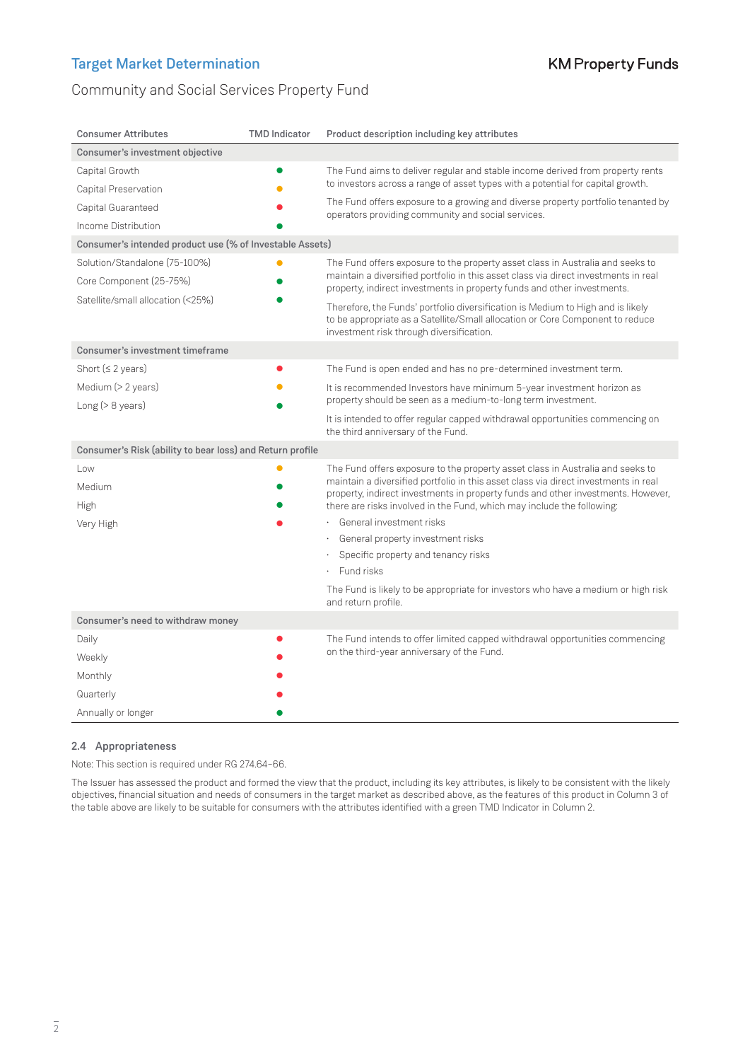| Consumer Attributes | TMD Indicator | Product description including key attributes |
|---|---|---|
| **Consumer's investment objective** | | |
| Capital Growth | Green | The Fund aims to deliver regular and stable income derived from property rents to investors across a range of asset types with a potential for capital growth. |
| Capital Preservation | Amber | |
| Capital Guaranteed | Red | The Fund offers exposure to a growing and diverse property portfolio tenanted by operators providing community and social services. |
| Income Distribution | Green | |
| **Consumer's intended product use (% of Investable Assets)** | | |
| Solution/Standalone (75-100%) | Amber | The Fund offers exposure to the property asset class in Australia and seeks to maintain a diversified portfolio in this asset class via direct investments in real property, indirect investments in property funds and other investments. |
| Core Component (25-75%) | Green | |
| Satellite/small allocation (<25%) | Green | Therefore, the Funds' portfolio diversification is Medium to High and is likely to be appropriate as a Satellite/Small allocation or Core Component to reduce investment risk through diversification. |
| **Consumer's investment timeframe** | | |
| Short (≤ 2 years) | Red | The Fund is open ended and has no pre-determined investment term. |
| Medium (> 2 years) | Amber | It is recommended Investors have minimum 5-year investment horizon as property should be seen as a medium-to-long term investment. |
| Long (> 8 years) | Green | It is intended to offer regular capped withdrawal opportunities commencing on the third anniversary of the Fund. |
| **Consumer's Risk (ability to bear loss) and Return profile** | | |
| Low | Amber | The Fund offers exposure to the property asset class in Australia and seeks to maintain a diversified portfolio in this asset class via direct investments in real property, indirect investments in property funds and other investments. However, there are risks involved in the Fund, which may include the following: |
| Medium | Green | · General investment risks<br>· General property investment risks<br>· Specific property and tenancy risks<br>· Fund risks |
| High | Green | The Fund is likely to be appropriate for investors who have a medium or high risk and return profile. |
| Very High | Red | |
| **Consumer's need to withdraw money** | | |
| Daily | Red | The Fund intends to offer limited capped withdrawal opportunities commencing on the third-year anniversary of the Fund. |
| Weekly | Red | |
| Monthly | Red | |
| Quarterly | Red | |
| Annually or longer | Green | |

### 2.4 Appropriateness

Note: This section is required under RG 274.64–66.

The Issuer has assessed the product and formed the view that the product, including its key attributes, is likely to be consistent with the likely objectives, financial situation and needs of consumers in the target market as described above, as the features of this product in Column 3 of the table above are likely to be suitable for consumers with the attributes identified with a green TMD Indicator in Column 2.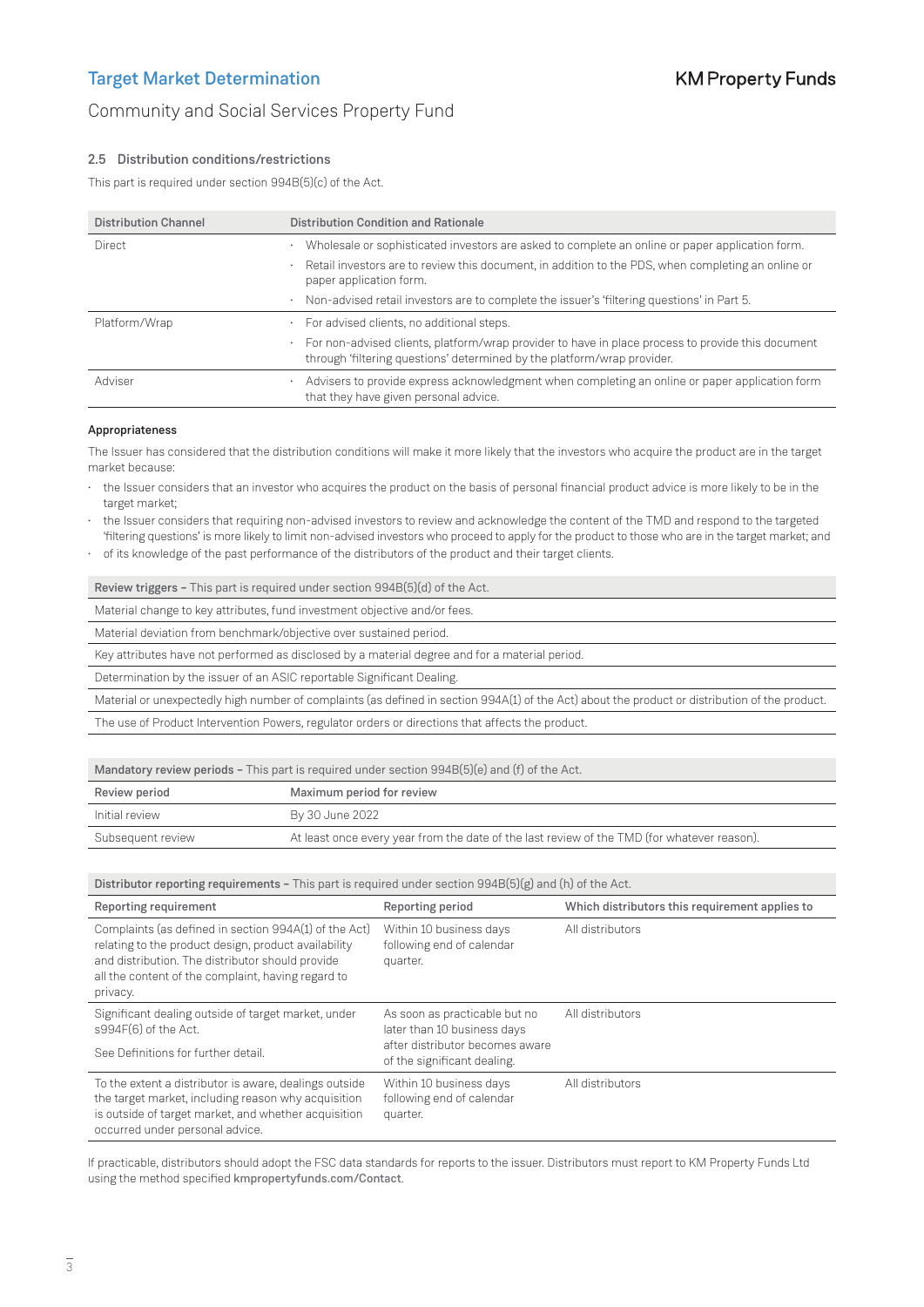### 2.5 Distribution conditions/restrictions

This part is required under section 994B(5)(c) of the Act.

| Distribution Channel | Distribution Condition and Rationale |
|---|---|
| Direct | · Wholesale or sophisticated investors are asked to complete an online or paper application form.<br>· Retail investors are to review this document, in addition to the PDS, when completing an online or paper application form.<br>· Non-advised retail investors are to complete the issuer's 'filtering questions' in Part 5. |
| Platform/Wrap | · For advised clients, no additional steps.<br>· For non-advised clients, platform/wrap provider to have in place process to provide this document through 'filtering questions' determined by the platform/wrap provider. |
| Adviser | · Advisers to provide express acknowledgment when completing an online or paper application form that they have given personal advice. |

**Appropriateness**

The Issuer has considered that the distribution conditions will make it more likely that the investors who acquire the product are in the target market because:

- the Issuer considers that an investor who acquires the product on the basis of personal financial product advice is more likely to be in the target market;
- the Issuer considers that requiring non-advised investors to review and acknowledge the content of the TMD and respond to the targeted 'filtering questions' is more likely to limit non-advised investors who proceed to apply for the product to those who are in the target market; and
- of its knowledge of the past performance of the distributors of the product and their target clients.

| **Review triggers –** This part is required under section 994B(5)(d) of the Act. |
|---|
| Material change to key attributes, fund investment objective and/or fees. |
| Material deviation from benchmark/objective over sustained period. |
| Key attributes have not performed as disclosed by a material degree and for a material period. |
| Determination by the issuer of an ASIC reportable Significant Dealing. |
| Material or unexpectedly high number of complaints (as defined in section 994A(1) of the Act) about the product or distribution of the product. |
| The use of Product Intervention Powers, regulator orders or directions that affects the product. |

**Mandatory review periods –** This part is required under section 994B(5)(e) and (f) of the Act.

| Review period | Maximum period for review |
|---|---|
| Initial review | By 30 June 2022 |
| Subsequent review | At least once every year from the date of the last review of the TMD (for whatever reason). |

**Distributor reporting requirements –** This part is required under section 994B(5)(g) and (h) of the Act.

| Reporting requirement | Reporting period | Which distributors this requirement applies to |
|---|---|---|
| Complaints (as defined in section 994A(1) of the Act) relating to the product design, product availability and distribution. The distributor should provide all the content of the complaint, having regard to privacy. | Within 10 business days following end of calendar quarter. | All distributors |
| Significant dealing outside of target market, under s994F(6) of the Act.<br><br>See Definitions for further detail. | As soon as practicable but no later than 10 business days after distributor becomes aware of the significant dealing. | All distributors |
| To the extent a distributor is aware, dealings outside the target market, including reason why acquisition is outside of target market, and whether acquisition occurred under personal advice. | Within 10 business days following end of calendar quarter. | All distributors |

If practicable, distributors should adopt the FSC data standards for reports to the issuer. Distributors must report to KM Property Funds Ltd using the method specified **kmpropertyfunds.com/Contact**.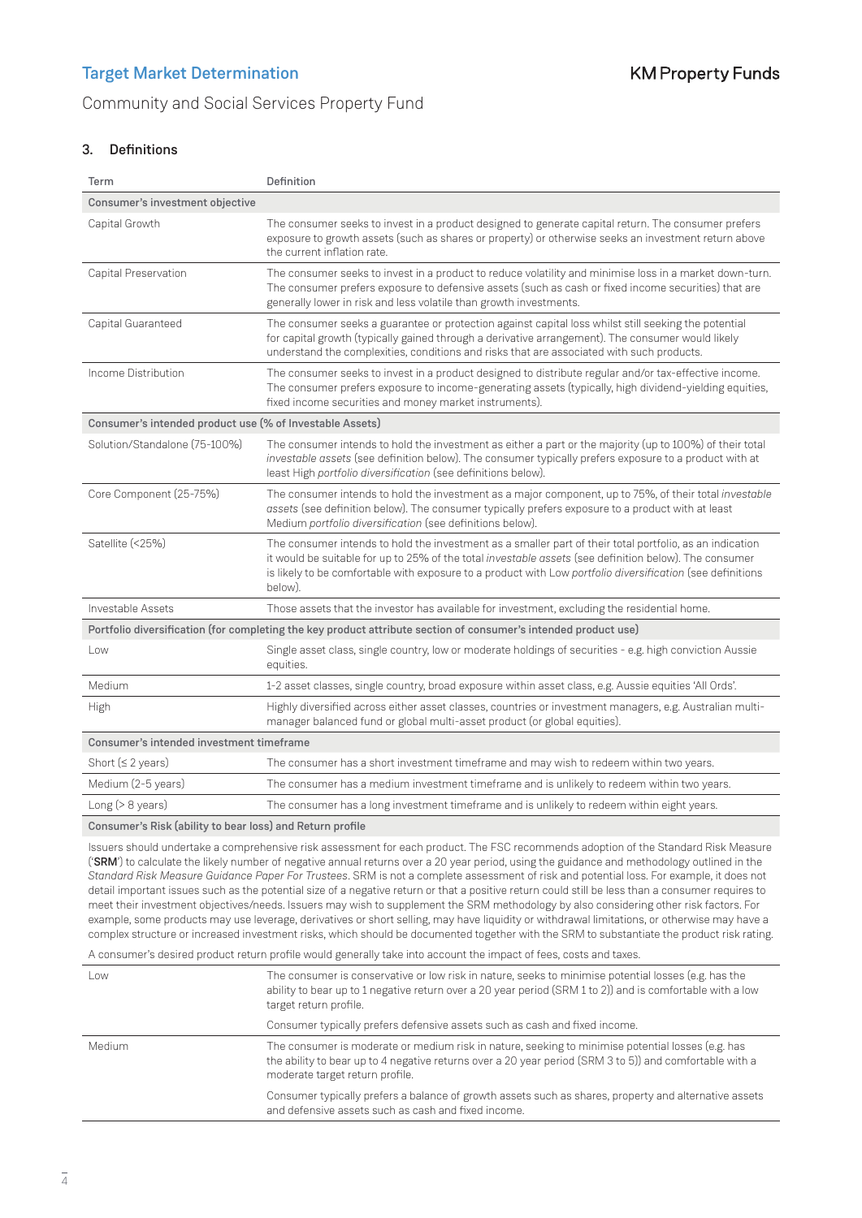## 3. Definitions

| Term | Definition |
|---|---|
| **Consumer's investment objective** | |
| Capital Growth | The consumer seeks to invest in a product designed to generate capital return. The consumer prefers exposure to growth assets (such as shares or property) or otherwise seeks an investment return above the current inflation rate. |
| Capital Preservation | The consumer seeks to invest in a product to reduce volatility and minimise loss in a market down-turn. The consumer prefers exposure to defensive assets (such as cash or fixed income securities) that are generally lower in risk and less volatile than growth investments. |
| Capital Guaranteed | The consumer seeks a guarantee or protection against capital loss whilst still seeking the potential for capital growth (typically gained through a derivative arrangement). The consumer would likely understand the complexities, conditions and risks that are associated with such products. |
| Income Distribution | The consumer seeks to invest in a product designed to distribute regular and/or tax-effective income. The consumer prefers exposure to income-generating assets (typically, high dividend-yielding equities, fixed income securities and money market instruments). |
| **Consumer's intended product use (% of Investable Assets)** | |
| Solution/Standalone (75-100%) | The consumer intends to hold the investment as either a part or the majority (up to 100%) of their total *investable assets* (see definition below). The consumer typically prefers exposure to a product with at least High *portfolio diversification* (see definitions below). |
| Core Component (25-75%) | The consumer intends to hold the investment as a major component, up to 75%, of their total *investable assets* (see definition below). The consumer typically prefers exposure to a product with at least Medium *portfolio diversification* (see definitions below). |
| Satellite (<25%) | The consumer intends to hold the investment as a smaller part of their total portfolio, as an indication it would be suitable for up to 25% of the total *investable assets* (see definition below). The consumer is likely to be comfortable with exposure to a product with Low *portfolio diversification* (see definitions below). |
| Investable Assets | Those assets that the investor has available for investment, excluding the residential home. |
| **Portfolio diversification (for completing the key product attribute section of consumer's intended product use)** | |
| Low | Single asset class, single country, low or moderate holdings of securities - e.g. high conviction Aussie equities. |
| Medium | 1-2 asset classes, single country, broad exposure within asset class, e.g. Aussie equities 'All Ords'. |
| High | Highly diversified across either asset classes, countries or investment managers, e.g. Australian multi-manager balanced fund or global multi-asset product (or global equities). |
| **Consumer's intended investment timeframe** | |
| Short (≤ 2 years) | The consumer has a short investment timeframe and may wish to redeem within two years. |
| Medium (2-5 years) | The consumer has a medium investment timeframe and is unlikely to redeem within two years. |
| Long (> 8 years) | The consumer has a long investment timeframe and is unlikely to redeem within eight years. |
| **Consumer's Risk (ability to bear loss) and Return profile** | |
| Issuers should undertake a comprehensive risk assessment for each product. The FSC recommends adoption of the Standard Risk Measure ('**SRM**') to calculate the likely number of negative annual returns over a 20 year period, using the guidance and methodology outlined in the *Standard Risk Measure Guidance Paper For Trustees*. SRM is not a complete assessment of risk and potential loss. For example, it does not detail important issues such as the potential size of a negative return or that a positive return could still be less than a consumer requires to meet their investment objectives/needs. Issuers may wish to supplement the SRM methodology by also considering other risk factors. For example, some products may use leverage, derivatives or short selling, may have liquidity or withdrawal limitations, or otherwise may have a complex structure or increased investment risks, which should be documented together with the SRM to substantiate the product risk rating. A consumer's desired product return profile would generally take into account the impact of fees, costs and taxes. | |
| Low | The consumer is conservative or low risk in nature, seeks to minimise potential losses (e.g. has the ability to bear up to 1 negative return over a 20 year period (SRM 1 to 2)) and is comfortable with a low target return profile.<br><br>Consumer typically prefers defensive assets such as cash and fixed income. |
| Medium | The consumer is moderate or medium risk in nature, seeking to minimise potential losses (e.g. has the ability to bear up to 4 negative returns over a 20 year period (SRM 3 to 5)) and comfortable with a moderate target return profile.<br><br>Consumer typically prefers a balance of growth assets such as shares, property and alternative assets and defensive assets such as cash and fixed income. |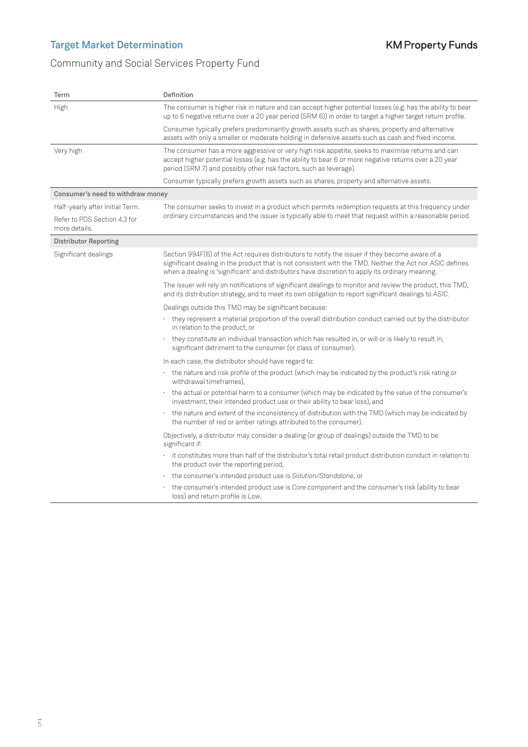| Term | Definition |
|---|---|
| High | The consumer is higher risk in nature and can accept higher potential losses (e.g. has the ability to bear up to 6 negative returns over a 20 year period (SRM 6)) in order to target a higher target return profile.<br><br>Consumer typically prefers predominantly growth assets such as shares, property and alternative assets with only a smaller or moderate holding in defensive assets such as cash and fixed income. |
| Very high | The consumer has a more aggressive or very high risk appetite, seeks to maximise returns and can accept higher potential losses (e.g. has the ability to bear 6 or more negative returns over a 20 year period (SRM 7) and possibly other risk factors, such as leverage).<br><br>Consumer typically prefers growth assets such as shares, property and alternative assets. |
| **Consumer's need to withdraw money** | |
| Half-yearly after Initial Term.<br><br>Refer to PDS Section 4.3 for more details. | The consumer seeks to invest in a product which permits redemption requests at this frequency under ordinary circumstances and the issuer is typically able to meet that request within a reasonable period. |
| **Distributor Reporting** | |
| Significant dealings | Section 994F(6) of the Act requires distributors to notify the issuer if they become aware of a significant dealing in the product that is not consistent with the TMD. Neither the Act nor ASIC defines when a dealing is 'significant' and distributors have discretion to apply its ordinary meaning.<br><br>The issuer will rely on notifications of significant dealings to monitor and review the product, this TMD, and its distribution strategy, and to meet its own obligation to report significant dealings to ASIC.<br><br>Dealings outside this TMD may be significant because:<br>· they represent a material proportion of the overall distribution conduct carried out by the distributor in relation to the product, or<br>· they constitute an individual transaction which has resulted in, or will or is likely to result in, significant detriment to the consumer (or class of consumer).<br><br>In each case, the distributor should have regard to:<br>· the nature and risk profile of the product (which may be indicated by the product's risk rating or withdrawal timeframes),<br>· the actual or potential harm to a consumer (which may be indicated by the value of the consumer's investment, their intended product use or their ability to bear loss), and<br>· the nature and extent of the inconsistency of distribution with the TMD (which may be indicated by the number of red or amber ratings attributed to the consumer).<br><br>Objectively, a distributor may consider a dealing (or group of dealings) outside the TMD to be significant if:<br>· it constitutes more than half of the distributor's total retail product distribution conduct in relation to the product over the reporting period,<br>· the consumer's intended product use is *Solution/Standalone*, or<br>· the consumer's intended product use is *Core component* and the consumer's risk (ability to bear loss) and return profile is *Low*. |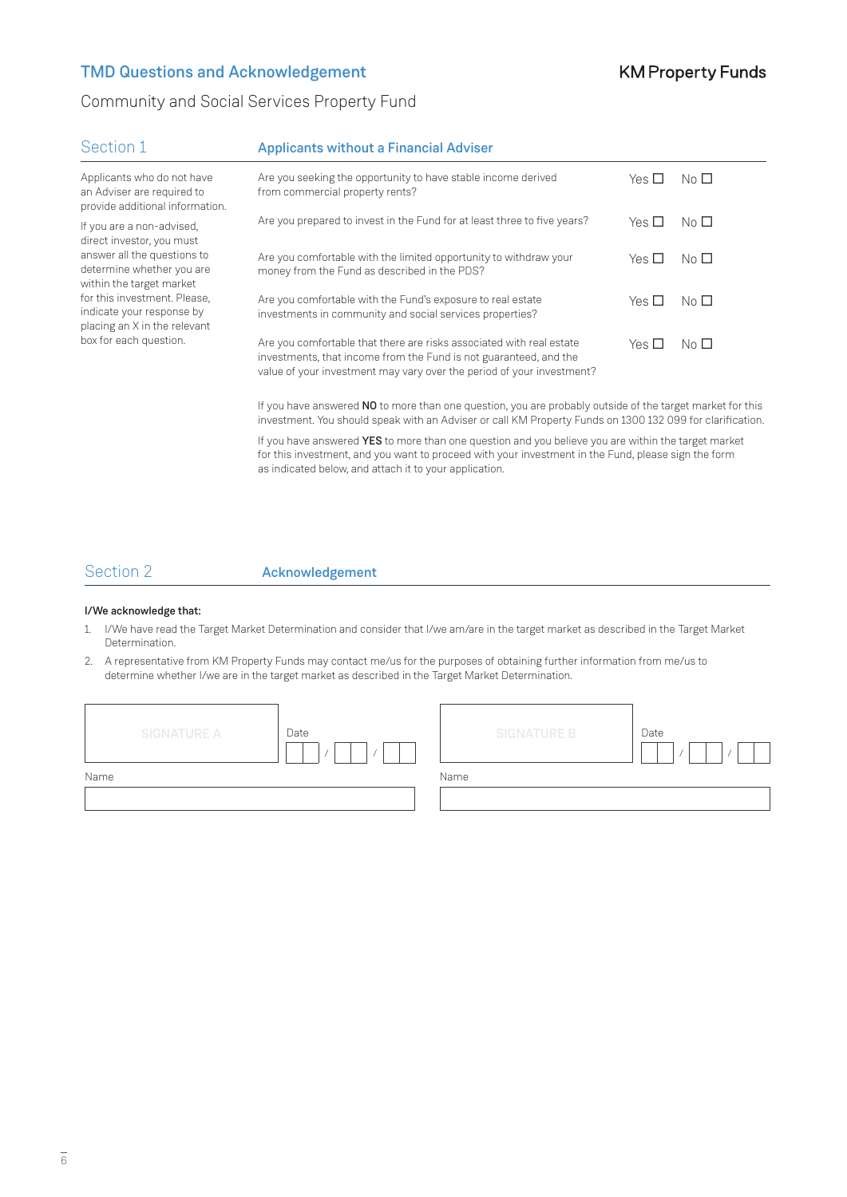## TMD Questions and Acknowledgement

KM Property Funds

Community and Social Services Property Fund

### Section 1 — Applicants without a Financial Adviser

Applicants who do not have an Adviser are required to provide additional information.

If you are a non-advised, direct investor, you must answer all the questions to determine whether you are within the target market for this investment. Please, indicate your response by placing an X in the relevant box for each question.

| | | |
|---|---|---|
| Are you seeking the opportunity to have stable income derived from commercial property rents? | Yes ☐ | No ☐ |
| Are you prepared to invest in the Fund for at least three to five years? | Yes ☐ | No ☐ |
| Are you comfortable with the limited opportunity to withdraw your money from the Fund as described in the PDS? | Yes ☐ | No ☐ |
| Are you comfortable with the Fund's exposure to real estate investments in community and social services properties? | Yes ☐ | No ☐ |
| Are you comfortable that there are risks associated with real estate investments, that income from the Fund is not guaranteed, and the value of your investment may vary over the period of your investment? | Yes ☐ | No ☐ |

If you have answered **NO** to more than one question, you are probably outside of the target market for this investment. You should speak with an Adviser or call KM Property Funds on 1300 132 099 for clarification.

If you have answered **YES** to more than one question and you believe you are within the target market for this investment, and you want to proceed with your investment in the Fund, please sign the form as indicated below, and attach it to your application.

### Section 2 — Acknowledgement

**I/We acknowledge that:**

1. I/We have read the Target Market Determination and consider that I/we am/are in the target market as described in the Target Market Determination.
2. A representative from KM Property Funds may contact me/us for the purposes of obtaining further information from me/us to determine whether I/we are in the target market as described in the Target Market Determination.

| | |
|---|---|
| SIGNATURE A | Date: __ / __ / __ |
| Name: | |
| SIGNATURE B | Date: __ / __ / __ |
| Name: | |